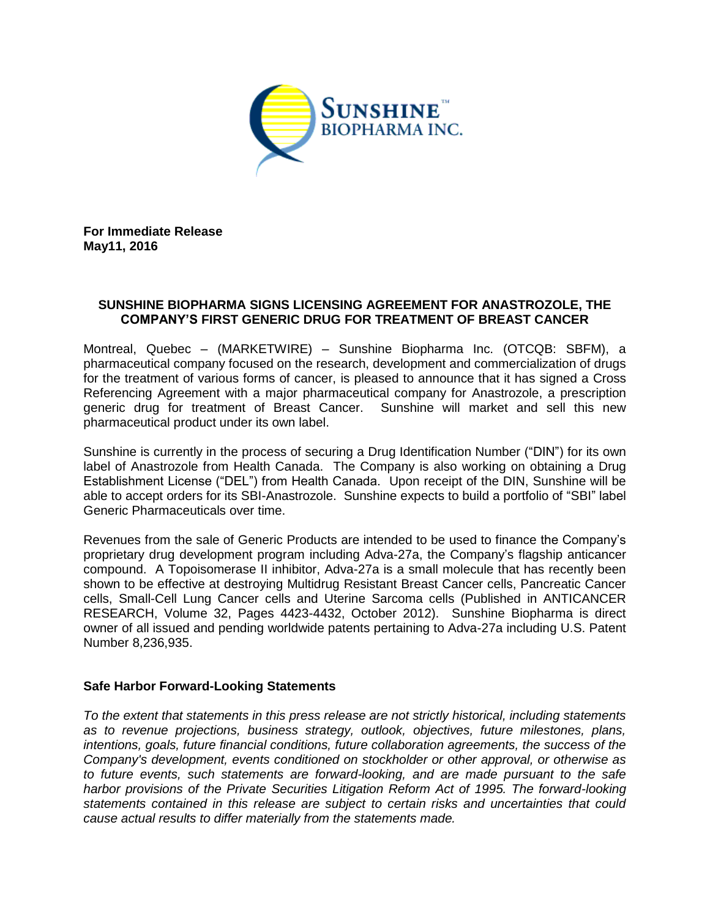SUNSHINE™ BIOPHARMA INC.

**For Immediate Release**
**May11, 2016**

**SUNSHINE BIOPHARMA SIGNS LICENSING AGREEMENT FOR ANASTROZOLE, THE COMPANY'S FIRST GENERIC DRUG FOR TREATMENT OF BREAST CANCER**

Montreal, Quebec – (MARKETWIRE) – Sunshine Biopharma Inc. (OTCQB: SBFM), a pharmaceutical company focused on the research, development and commercialization of drugs for the treatment of various forms of cancer, is pleased to announce that it has signed a Cross Referencing Agreement with a major pharmaceutical company for Anastrozole, a prescription generic drug for treatment of Breast Cancer. Sunshine will market and sell this new pharmaceutical product under its own label.

Sunshine is currently in the process of securing a Drug Identification Number ("DIN") for its own label of Anastrozole from Health Canada. The Company is also working on obtaining a Drug Establishment License ("DEL") from Health Canada. Upon receipt of the DIN, Sunshine will be able to accept orders for its SBI-Anastrozole. Sunshine expects to build a portfolio of "SBI" label Generic Pharmaceuticals over time.

Revenues from the sale of Generic Products are intended to be used to finance the Company's proprietary drug development program including Adva-27a, the Company's flagship anticancer compound. A Topoisomerase II inhibitor, Adva-27a is a small molecule that has recently been shown to be effective at destroying Multidrug Resistant Breast Cancer cells, Pancreatic Cancer cells, Small-Cell Lung Cancer cells and Uterine Sarcoma cells (Published in ANTICANCER RESEARCH, Volume 32, Pages 4423-4432, October 2012). Sunshine Biopharma is direct owner of all issued and pending worldwide patents pertaining to Adva-27a including U.S. Patent Number 8,236,935.

## Safe Harbor Forward-Looking Statements

*To the extent that statements in this press release are not strictly historical, including statements as to revenue projections, business strategy, outlook, objectives, future milestones, plans, intentions, goals, future financial conditions, future collaboration agreements, the success of the Company's development, events conditioned on stockholder or other approval, or otherwise as to future events, such statements are forward-looking, and are made pursuant to the safe harbor provisions of the Private Securities Litigation Reform Act of 1995. The forward-looking statements contained in this release are subject to certain risks and uncertainties that could cause actual results to differ materially from the statements made.*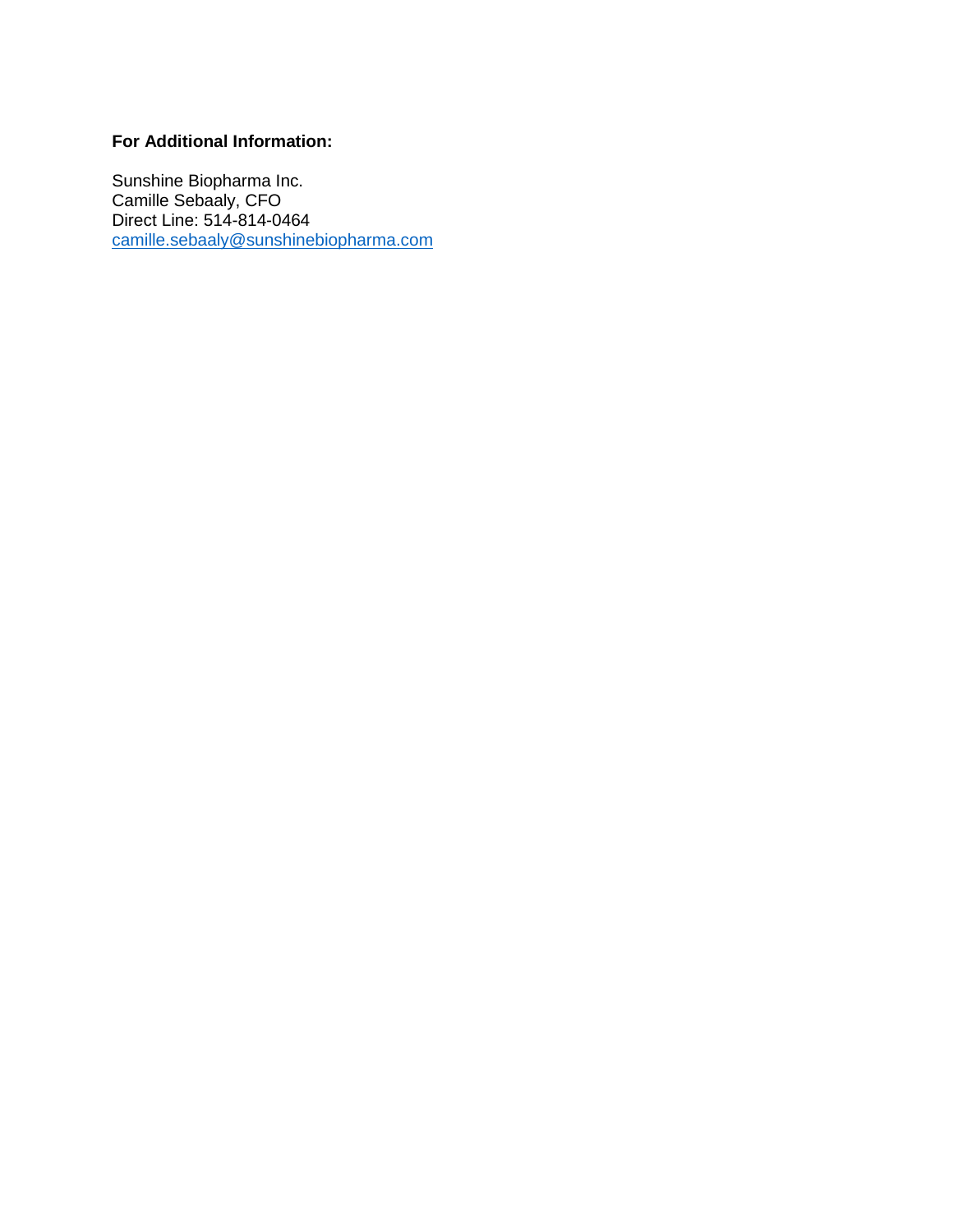**For Additional Information:**

Sunshine Biopharma Inc.
Camille Sebaaly, CFO
Direct Line: 514-814-0464
camille.sebaaly@sunshinebiopharma.com